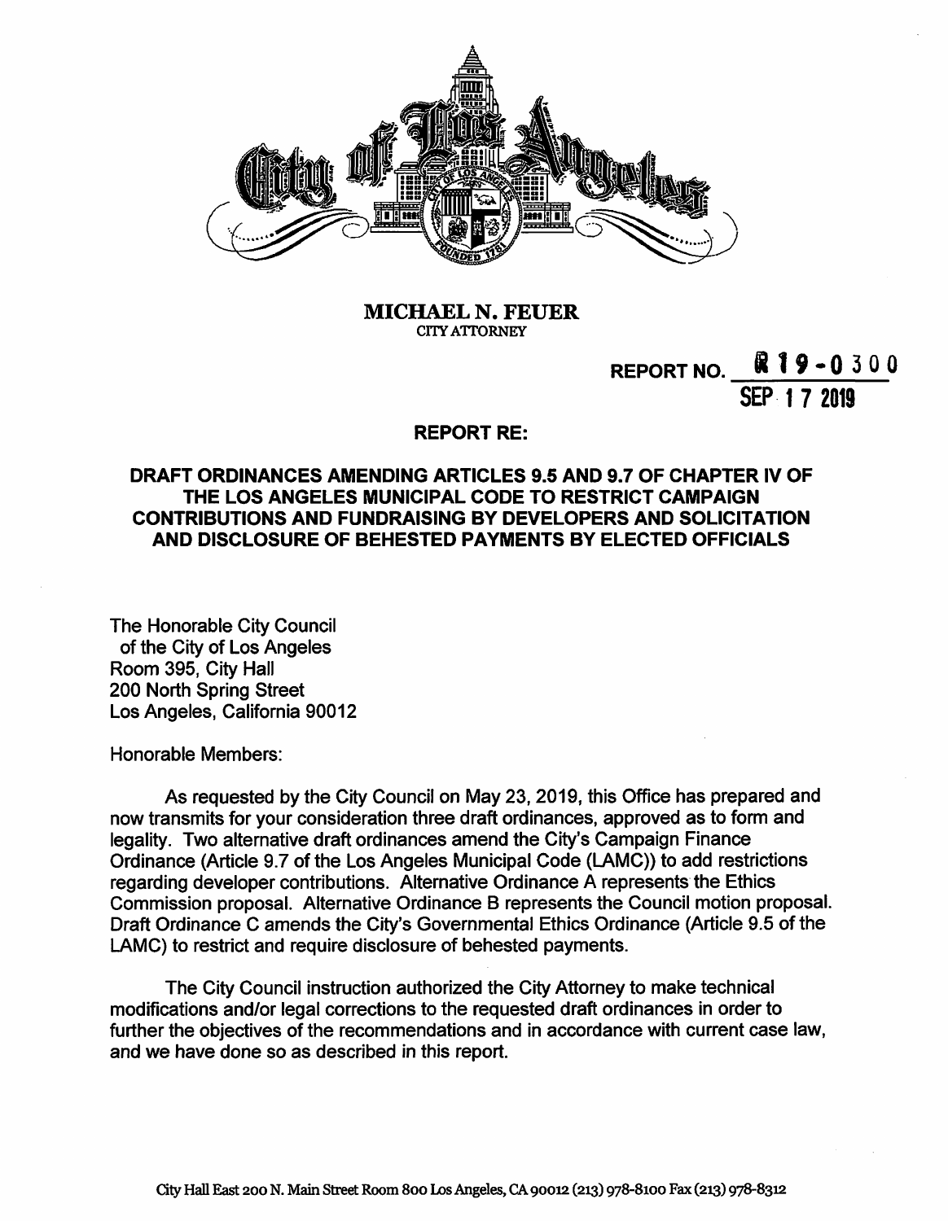**MICHAEL N. FEUER**
CITY ATTORNEY

REPORT NO. R19-0300

SEP 17 2019

**REPORT RE:**

**DRAFT ORDINANCES AMENDING ARTICLES 9.5 AND 9.7 OF CHAPTER IV OF THE LOS ANGELES MUNICIPAL CODE TO RESTRICT CAMPAIGN CONTRIBUTIONS AND FUNDRAISING BY DEVELOPERS AND SOLICITATION AND DISCLOSURE OF BEHESTED PAYMENTS BY ELECTED OFFICIALS**

The Honorable City Council
of the City of Los Angeles
Room 395, City Hall
200 North Spring Street
Los Angeles, California 90012

Honorable Members:

As requested by the City Council on May 23, 2019, this Office has prepared and now transmits for your consideration three draft ordinances, approved as to form and legality. Two alternative draft ordinances amend the City's Campaign Finance Ordinance (Article 9.7 of the Los Angeles Municipal Code (LAMC)) to add restrictions regarding developer contributions. Alternative Ordinance A represents the Ethics Commission proposal. Alternative Ordinance B represents the Council motion proposal. Draft Ordinance C amends the City's Governmental Ethics Ordinance (Article 9.5 of the LAMC) to restrict and require disclosure of behested payments.

The City Council instruction authorized the City Attorney to make technical modifications and/or legal corrections to the requested draft ordinances in order to further the objectives of the recommendations and in accordance with current case law, and we have done so as described in this report.

City Hall East 200 N. Main Street Room 800 Los Angeles, CA 90012 (213) 978-8100 Fax (213) 978-8312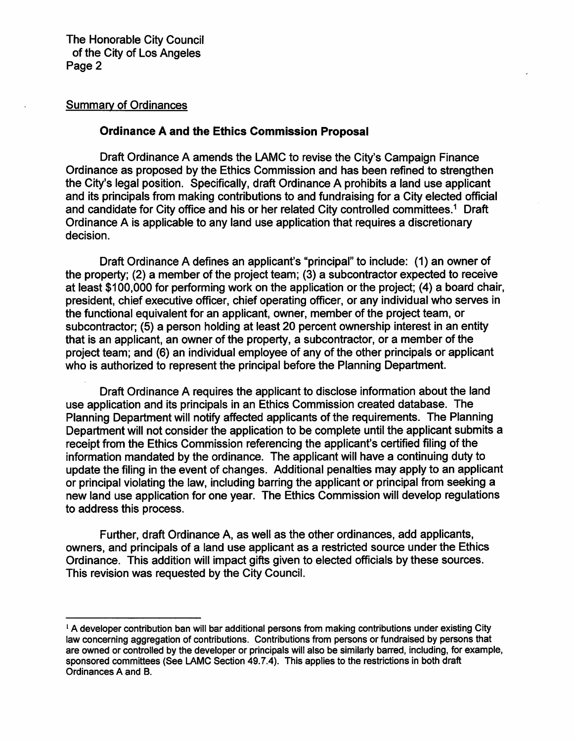Summary of Ordinances

**Ordinance A and the Ethics Commission Proposal**

Draft Ordinance A amends the LAMC to revise the City's Campaign Finance Ordinance as proposed by the Ethics Commission and has been refined to strengthen the City's legal position. Specifically, draft Ordinance A prohibits a land use applicant and its principals from making contributions to and fundraising for a City elected official and candidate for City office and his or her related City controlled committees.[1] Draft Ordinance A is applicable to any land use application that requires a discretionary decision.

Draft Ordinance A defines an applicant's "principal" to include: (1) an owner of the property; (2) a member of the project team; (3) a subcontractor expected to receive at least $100,000 for performing work on the application or the project; (4) a board chair, president, chief executive officer, chief operating officer, or any individual who serves in the functional equivalent for an applicant, owner, member of the project team, or subcontractor; (5) a person holding at least 20 percent ownership interest in an entity that is an applicant, an owner of the property, a subcontractor, or a member of the project team; and (6) an individual employee of any of the other principals or applicant who is authorized to represent the principal before the Planning Department.

Draft Ordinance A requires the applicant to disclose information about the land use application and its principals in an Ethics Commission created database. The Planning Department will notify affected applicants of the requirements. The Planning Department will not consider the application to be complete until the applicant submits a receipt from the Ethics Commission referencing the applicant's certified filing of the information mandated by the ordinance. The applicant will have a continuing duty to update the filing in the event of changes. Additional penalties may apply to an applicant or principal violating the law, including barring the applicant or principal from seeking a new land use application for one year. The Ethics Commission will develop regulations to address this process.

Further, draft Ordinance A, as well as the other ordinances, add applicants, owners, and principals of a land use applicant as a restricted source under the Ethics Ordinance. This addition will impact gifts given to elected officials by these sources. This revision was requested by the City Council.

---

[1] A developer contribution ban will bar additional persons from making contributions under existing City law concerning aggregation of contributions. Contributions from persons or fundraised by persons that are owned or controlled by the developer or principals will also be similarly barred, including, for example, sponsored committees (See LAMC Section 49.7.4). This applies to the restrictions in both draft Ordinances A and B.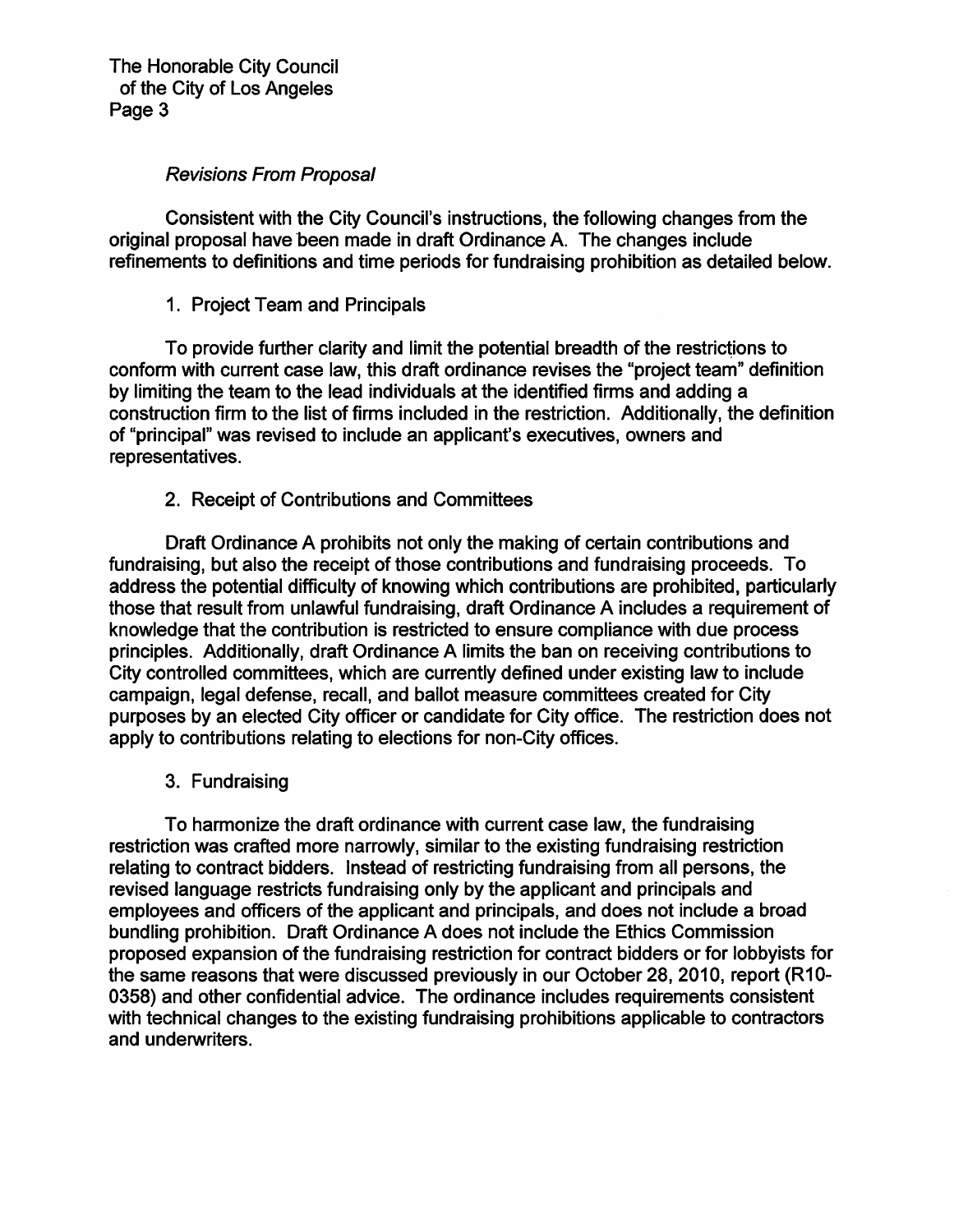*Revisions From Proposal*

Consistent with the City Council's instructions, the following changes from the original proposal have been made in draft Ordinance A. The changes include refinements to definitions and time periods for fundraising prohibition as detailed below.

1. Project Team and Principals

To provide further clarity and limit the potential breadth of the restrictions to conform with current case law, this draft ordinance revises the "project team" definition by limiting the team to the lead individuals at the identified firms and adding a construction firm to the list of firms included in the restriction. Additionally, the definition of "principal" was revised to include an applicant's executives, owners and representatives.

2. Receipt of Contributions and Committees

Draft Ordinance A prohibits not only the making of certain contributions and fundraising, but also the receipt of those contributions and fundraising proceeds. To address the potential difficulty of knowing which contributions are prohibited, particularly those that result from unlawful fundraising, draft Ordinance A includes a requirement of knowledge that the contribution is restricted to ensure compliance with due process principles. Additionally, draft Ordinance A limits the ban on receiving contributions to City controlled committees, which are currently defined under existing law to include campaign, legal defense, recall, and ballot measure committees created for City purposes by an elected City officer or candidate for City office. The restriction does not apply to contributions relating to elections for non-City offices.

3. Fundraising

To harmonize the draft ordinance with current case law, the fundraising restriction was crafted more narrowly, similar to the existing fundraising restriction relating to contract bidders. Instead of restricting fundraising from all persons, the revised language restricts fundraising only by the applicant and principals and employees and officers of the applicant and principals, and does not include a broad bundling prohibition. Draft Ordinance A does not include the Ethics Commission proposed expansion of the fundraising restriction for contract bidders or for lobbyists for the same reasons that were discussed previously in our October 28, 2010, report (R10-0358) and other confidential advice. The ordinance includes requirements consistent with technical changes to the existing fundraising prohibitions applicable to contractors and underwriters.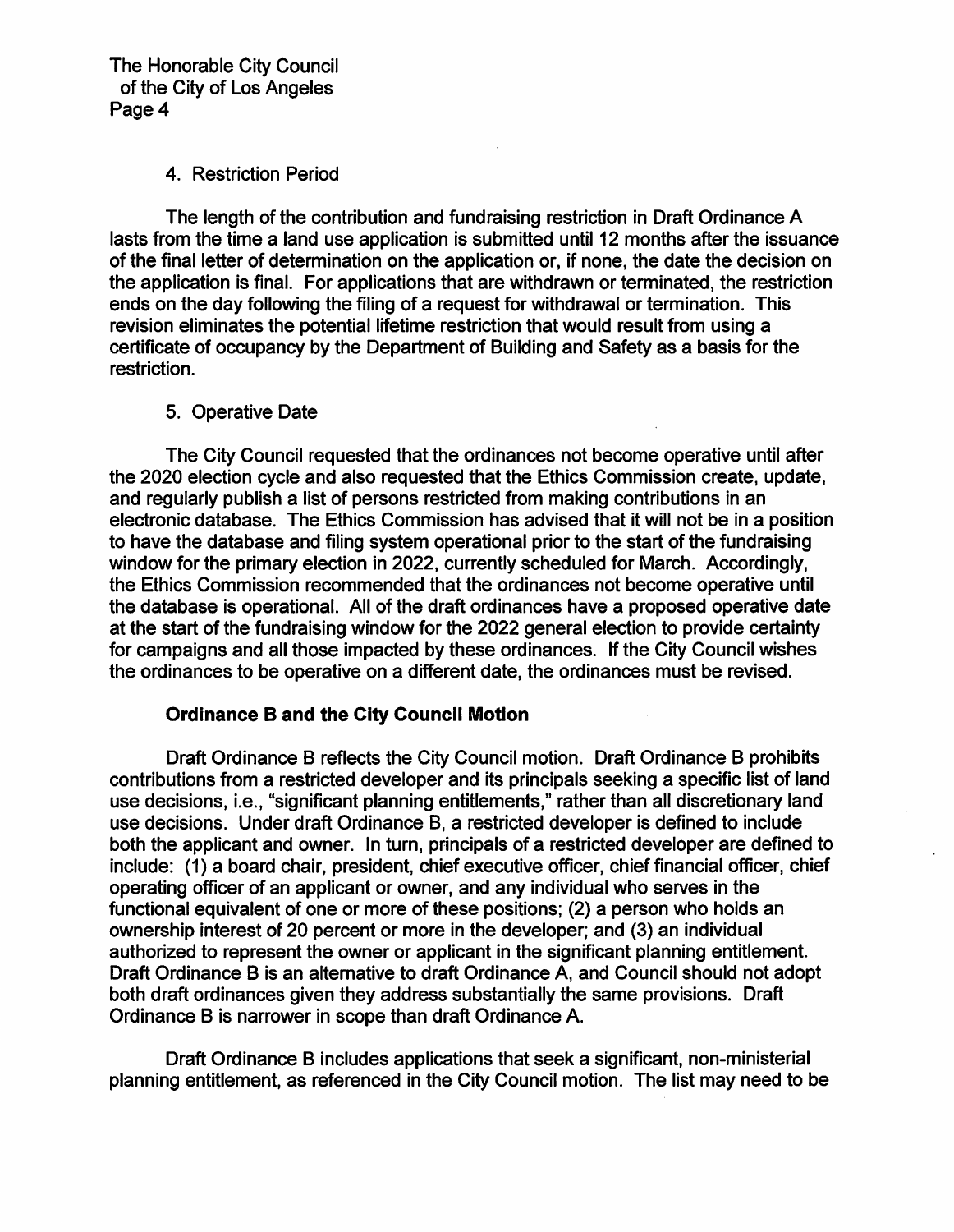4. Restriction Period

The length of the contribution and fundraising restriction in Draft Ordinance A lasts from the time a land use application is submitted until 12 months after the issuance of the final letter of determination on the application or, if none, the date the decision on the application is final. For applications that are withdrawn or terminated, the restriction ends on the day following the filing of a request for withdrawal or termination. This revision eliminates the potential lifetime restriction that would result from using a certificate of occupancy by the Department of Building and Safety as a basis for the restriction.

5. Operative Date

The City Council requested that the ordinances not become operative until after the 2020 election cycle and also requested that the Ethics Commission create, update, and regularly publish a list of persons restricted from making contributions in an electronic database. The Ethics Commission has advised that it will not be in a position to have the database and filing system operational prior to the start of the fundraising window for the primary election in 2022, currently scheduled for March. Accordingly, the Ethics Commission recommended that the ordinances not become operative until the database is operational. All of the draft ordinances have a proposed operative date at the start of the fundraising window for the 2022 general election to provide certainty for campaigns and all those impacted by these ordinances. If the City Council wishes the ordinances to be operative on a different date, the ordinances must be revised.

**Ordinance B and the City Council Motion**

Draft Ordinance B reflects the City Council motion. Draft Ordinance B prohibits contributions from a restricted developer and its principals seeking a specific list of land use decisions, i.e., "significant planning entitlements," rather than all discretionary land use decisions. Under draft Ordinance B, a restricted developer is defined to include both the applicant and owner. In turn, principals of a restricted developer are defined to include: (1) a board chair, president, chief executive officer, chief financial officer, chief operating officer of an applicant or owner, and any individual who serves in the functional equivalent of one or more of these positions; (2) a person who holds an ownership interest of 20 percent or more in the developer; and (3) an individual authorized to represent the owner or applicant in the significant planning entitlement. Draft Ordinance B is an alternative to draft Ordinance A, and Council should not adopt both draft ordinances given they address substantially the same provisions. Draft Ordinance B is narrower in scope than draft Ordinance A.

Draft Ordinance B includes applications that seek a significant, non-ministerial planning entitlement, as referenced in the City Council motion. The list may need to be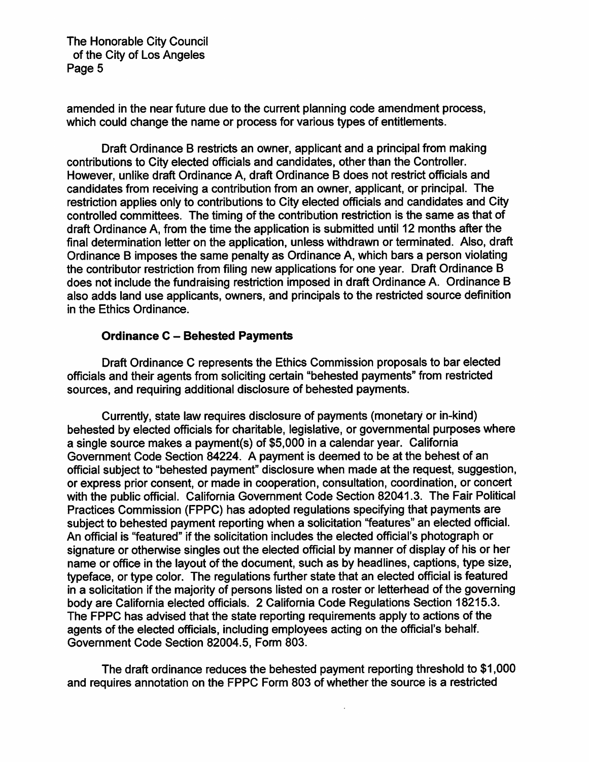amended in the near future due to the current planning code amendment process, which could change the name or process for various types of entitlements.

Draft Ordinance B restricts an owner, applicant and a principal from making contributions to City elected officials and candidates, other than the Controller. However, unlike draft Ordinance A, draft Ordinance B does not restrict officials and candidates from receiving a contribution from an owner, applicant, or principal. The restriction applies only to contributions to City elected officials and candidates and City controlled committees. The timing of the contribution restriction is the same as that of draft Ordinance A, from the time the application is submitted until 12 months after the final determination letter on the application, unless withdrawn or terminated. Also, draft Ordinance B imposes the same penalty as Ordinance A, which bars a person violating the contributor restriction from filing new applications for one year. Draft Ordinance B does not include the fundraising restriction imposed in draft Ordinance A. Ordinance B also adds land use applicants, owners, and principals to the restricted source definition in the Ethics Ordinance.

**Ordinance C – Behested Payments**

Draft Ordinance C represents the Ethics Commission proposals to bar elected officials and their agents from soliciting certain "behested payments" from restricted sources, and requiring additional disclosure of behested payments.

Currently, state law requires disclosure of payments (monetary or in-kind) behested by elected officials for charitable, legislative, or governmental purposes where a single source makes a payment(s) of $5,000 in a calendar year. California Government Code Section 84224. A payment is deemed to be at the behest of an official subject to "behested payment" disclosure when made at the request, suggestion, or express prior consent, or made in cooperation, consultation, coordination, or concert with the public official. California Government Code Section 82041.3. The Fair Political Practices Commission (FPPC) has adopted regulations specifying that payments are subject to behested payment reporting when a solicitation "features" an elected official. An official is "featured" if the solicitation includes the elected official's photograph or signature or otherwise singles out the elected official by manner of display of his or her name or office in the layout of the document, such as by headlines, captions, type size, typeface, or type color. The regulations further state that an elected official is featured in a solicitation if the majority of persons listed on a roster or letterhead of the governing body are California elected officials. 2 California Code Regulations Section 18215.3. The FPPC has advised that the state reporting requirements apply to actions of the agents of the elected officials, including employees acting on the official's behalf. Government Code Section 82004.5, Form 803.

The draft ordinance reduces the behested payment reporting threshold to $1,000 and requires annotation on the FPPC Form 803 of whether the source is a restricted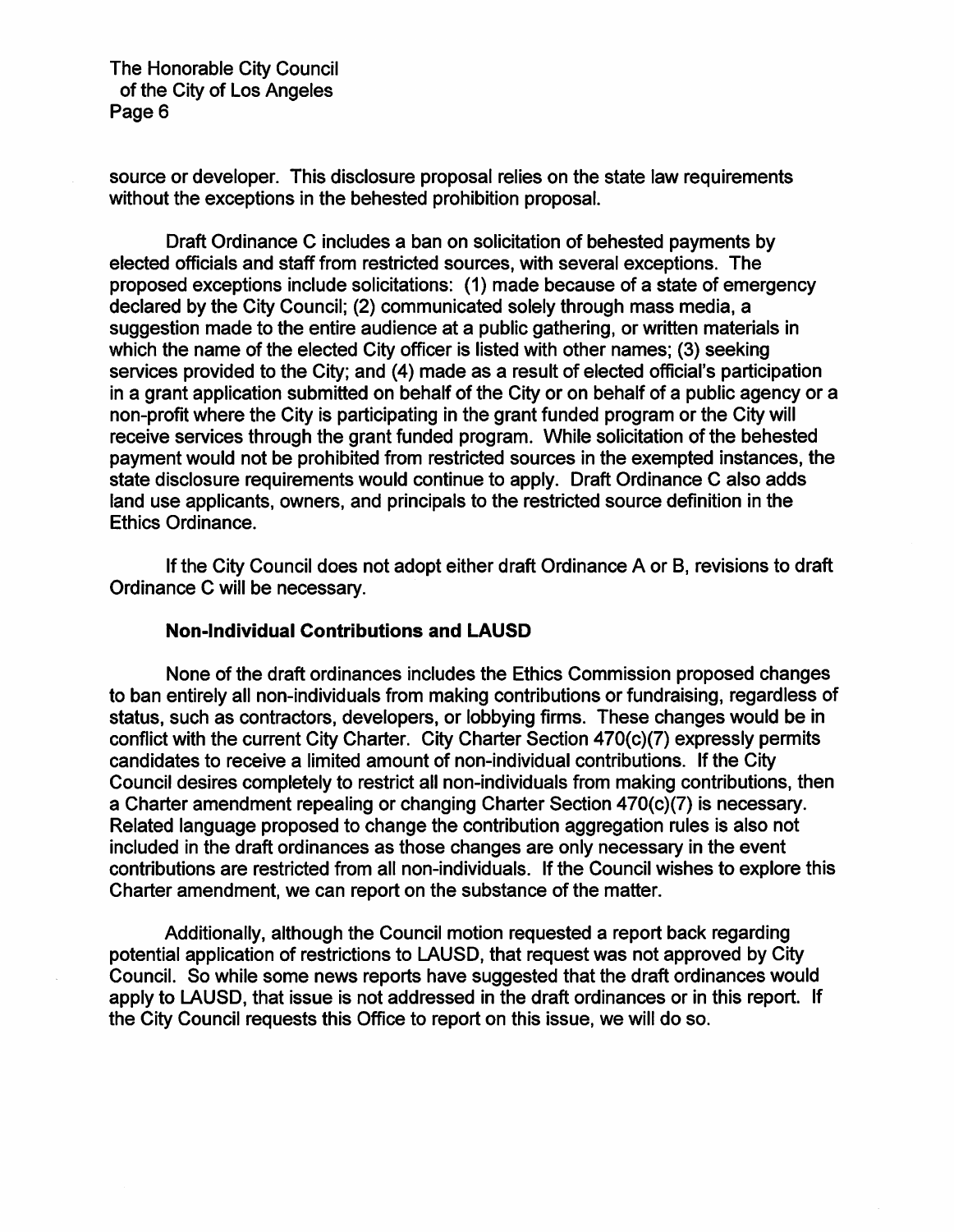source or developer. This disclosure proposal relies on the state law requirements without the exceptions in the behested prohibition proposal.

Draft Ordinance C includes a ban on solicitation of behested payments by elected officials and staff from restricted sources, with several exceptions. The proposed exceptions include solicitations: (1) made because of a state of emergency declared by the City Council; (2) communicated solely through mass media, a suggestion made to the entire audience at a public gathering, or written materials in which the name of the elected City officer is listed with other names; (3) seeking services provided to the City; and (4) made as a result of elected official's participation in a grant application submitted on behalf of the City or on behalf of a public agency or a non-profit where the City is participating in the grant funded program or the City will receive services through the grant funded program. While solicitation of the behested payment would not be prohibited from restricted sources in the exempted instances, the state disclosure requirements would continue to apply. Draft Ordinance C also adds land use applicants, owners, and principals to the restricted source definition in the Ethics Ordinance.

If the City Council does not adopt either draft Ordinance A or B, revisions to draft Ordinance C will be necessary.

**Non-Individual Contributions and LAUSD**

None of the draft ordinances includes the Ethics Commission proposed changes to ban entirely all non-individuals from making contributions or fundraising, regardless of status, such as contractors, developers, or lobbying firms. These changes would be in conflict with the current City Charter. City Charter Section 470(c)(7) expressly permits candidates to receive a limited amount of non-individual contributions. If the City Council desires completely to restrict all non-individuals from making contributions, then a Charter amendment repealing or changing Charter Section 470(c)(7) is necessary. Related language proposed to change the contribution aggregation rules is also not included in the draft ordinances as those changes are only necessary in the event contributions are restricted from all non-individuals. If the Council wishes to explore this Charter amendment, we can report on the substance of the matter.

Additionally, although the Council motion requested a report back regarding potential application of restrictions to LAUSD, that request was not approved by City Council. So while some news reports have suggested that the draft ordinances would apply to LAUSD, that issue is not addressed in the draft ordinances or in this report. If the City Council requests this Office to report on this issue, we will do so.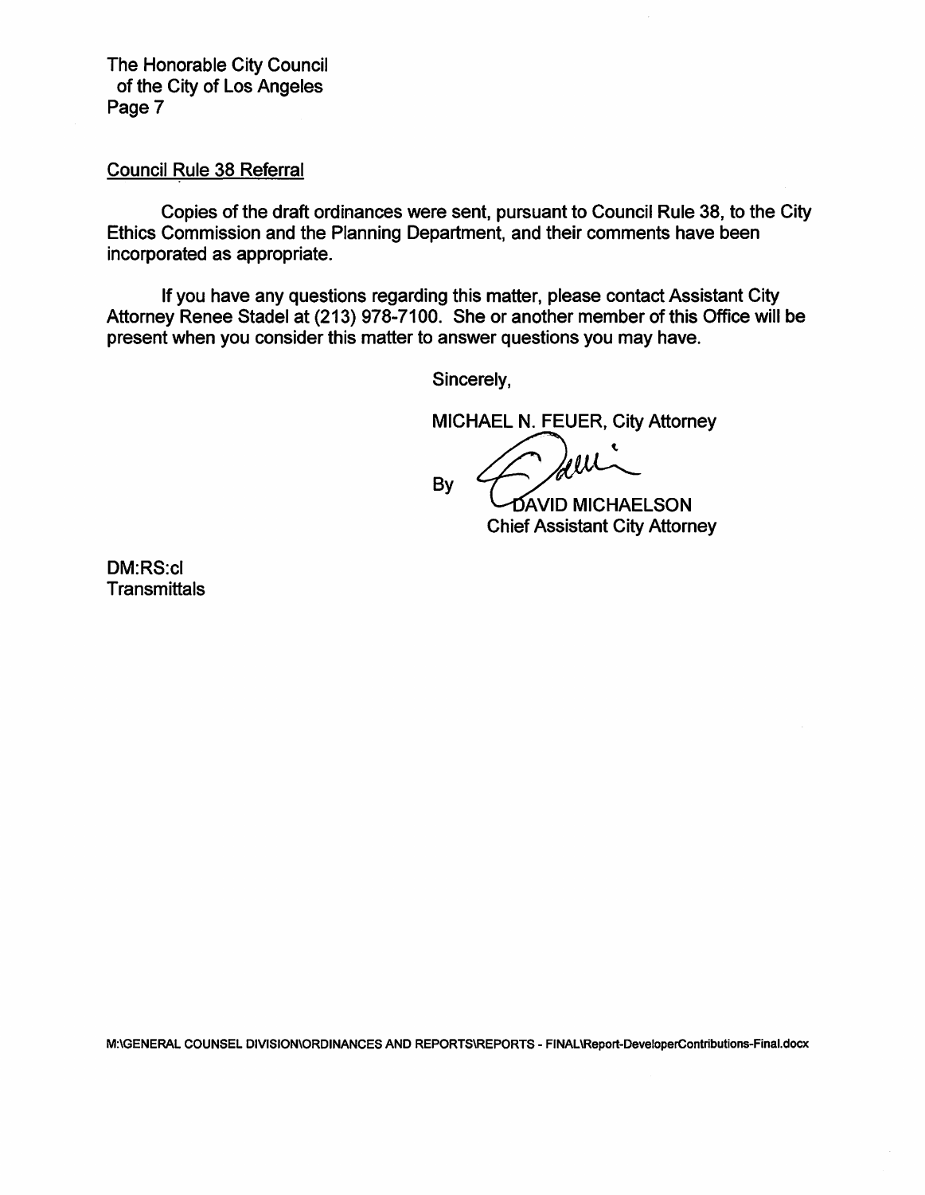The Honorable City Council
of the City of Los Angeles

Council Rule 38 Referral

Copies of the draft ordinances were sent, pursuant to Council Rule 38, to the City Ethics Commission and the Planning Department, and their comments have been incorporated as appropriate.

If you have any questions regarding this matter, please contact Assistant City Attorney Renee Stadel at (213) 978-7100. She or another member of this Office will be present when you consider this matter to answer questions you may have.

Sincerely,

MICHAEL N. FEUER, City Attorney

By

DAVID MICHAELSON
Chief Assistant City Attorney

DM:RS:cl
Transmittals

M:\GENERAL COUNSEL DIVISION\ORDINANCES AND REPORTS\REPORTS - FINAL\Report-DeveloperContributions-Final.docx